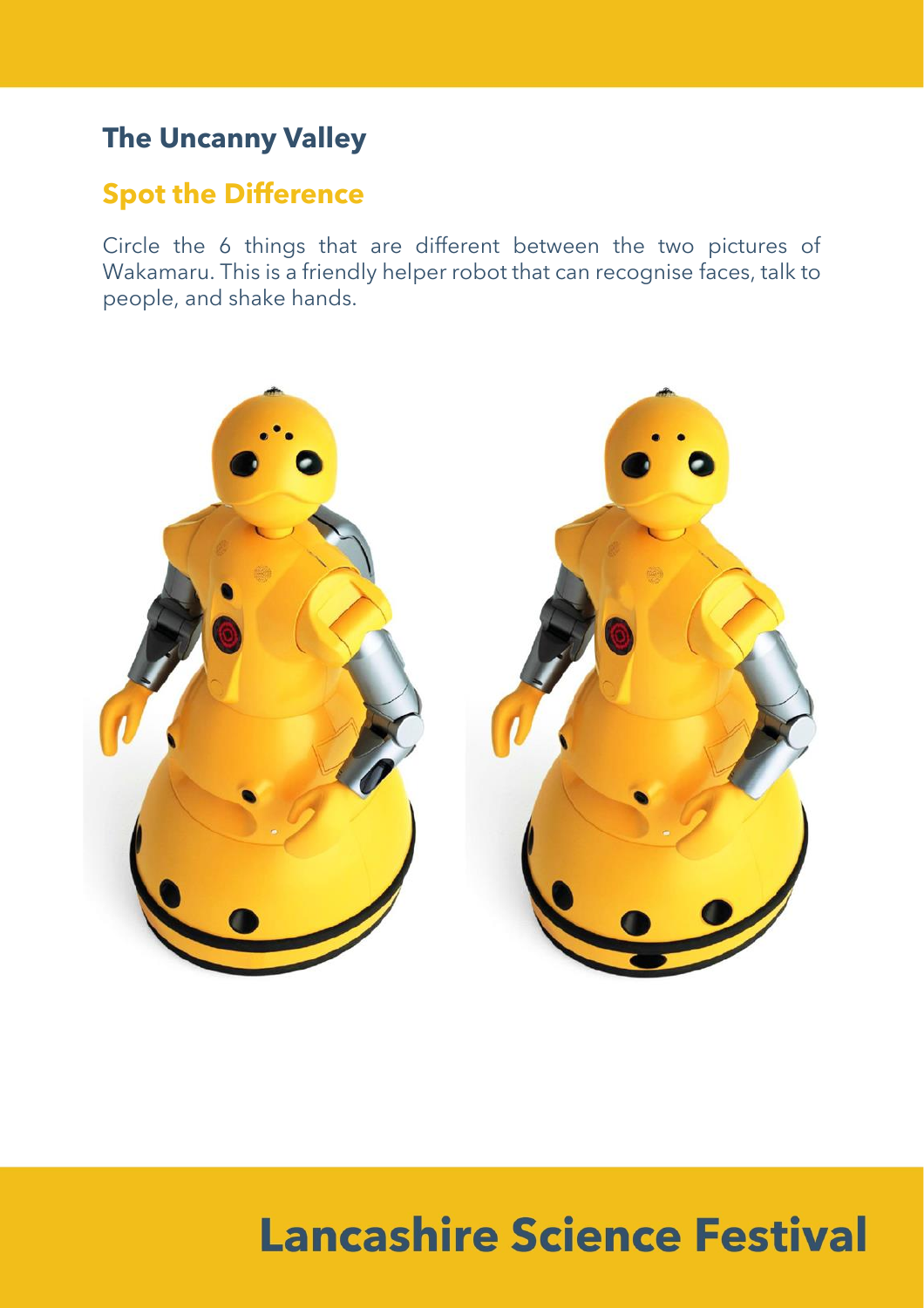# The Uncanny Valley

## Spot the Difference

Circle the 6 things that are different between the two pictures of Wakamaru. This is a friendly helper robot that can recognise faces, talk to people, and shake hands.

# Lancashire Science Festival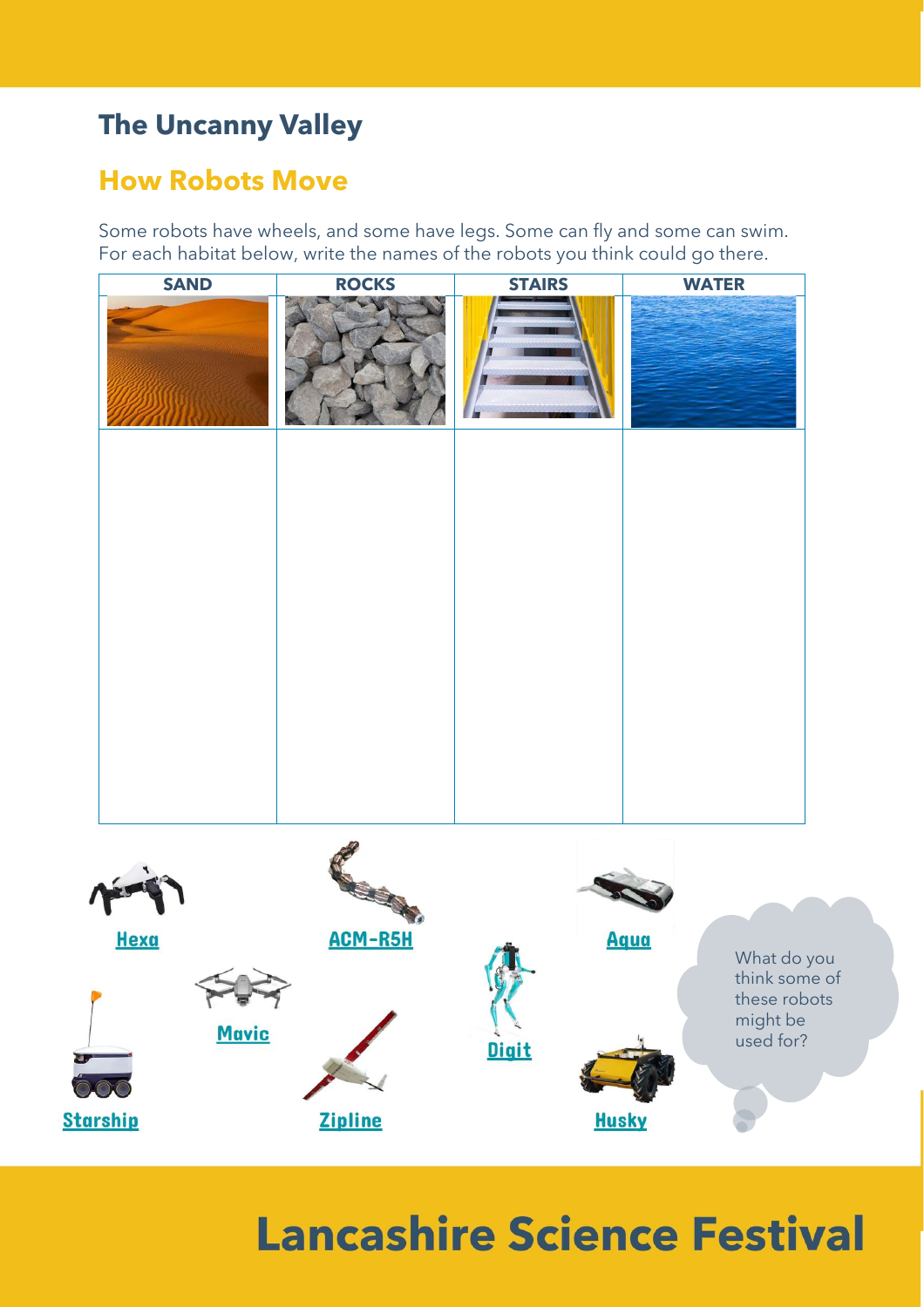## The Uncanny Valley

### How Robots Move

Some robots have wheels, and some have legs. Some can fly and some can swim. For each habitat below, write the names of the robots you think could go there.

| SAND | ROCKS | STAIRS | WATER |
|---|---|---|---|
| | | | |

Hexa

ACM-R5H

Aqua

Mavic

Digit

Starship

Zipline

Husky

What do you think some of these robots might be used for?

# Lancashire Science Festival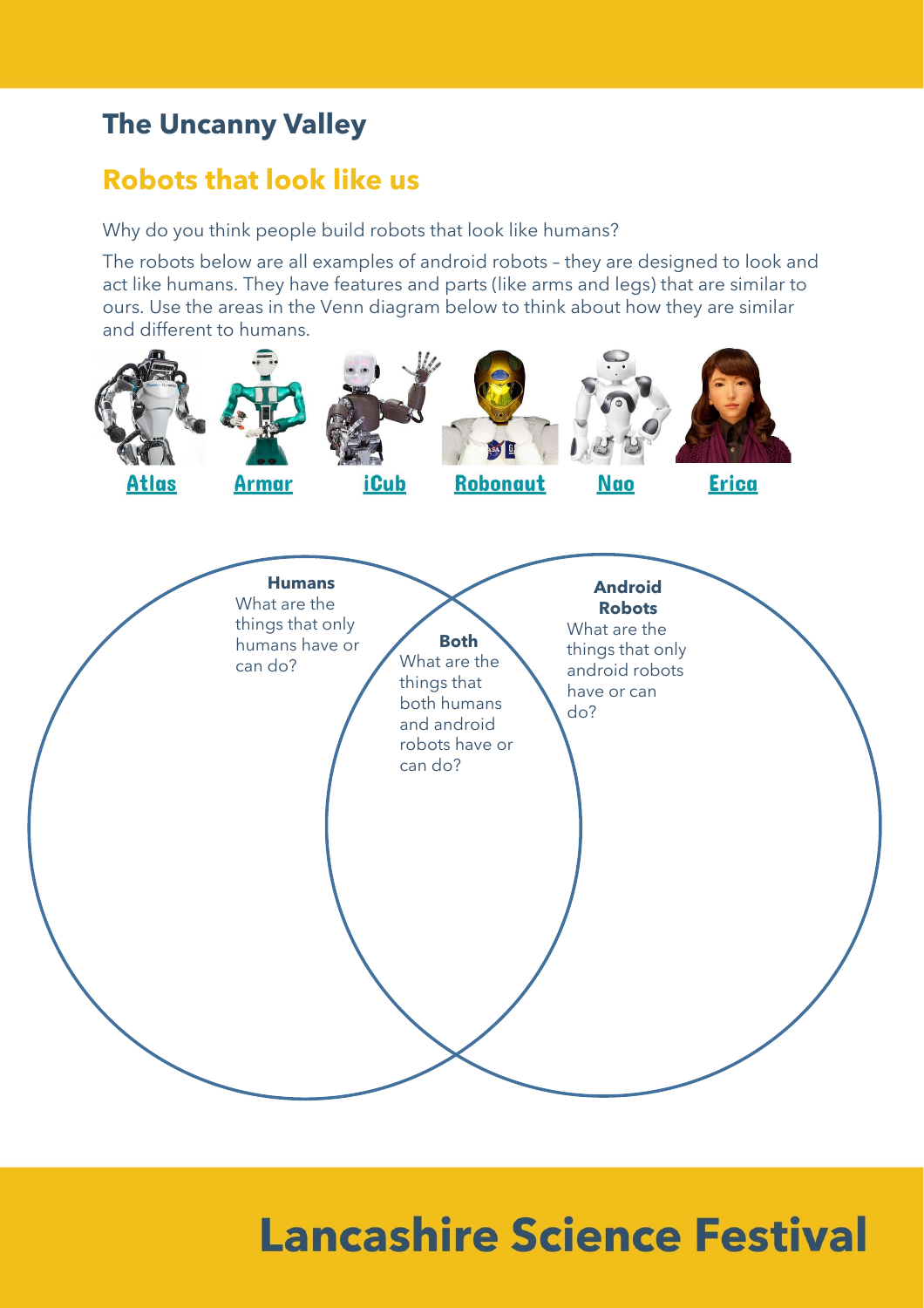## The Uncanny Valley

### Robots that look like us

Why do you think people build robots that look like humans?

The robots below are all examples of android robots – they are designed to look and act like humans. They have features and parts (like arms and legs) that are similar to ours. Use the areas in the Venn diagram below to think about how they are similar and different to humans.

Atlas Armar iCub Robonaut Nao Erica

**Humans**
What are the things that only humans have or can do?

**Both**
What are the things that both humans and android robots have or can do?

**Android Robots**
What are the things that only android robots have or can do?

# Lancashire Science Festival